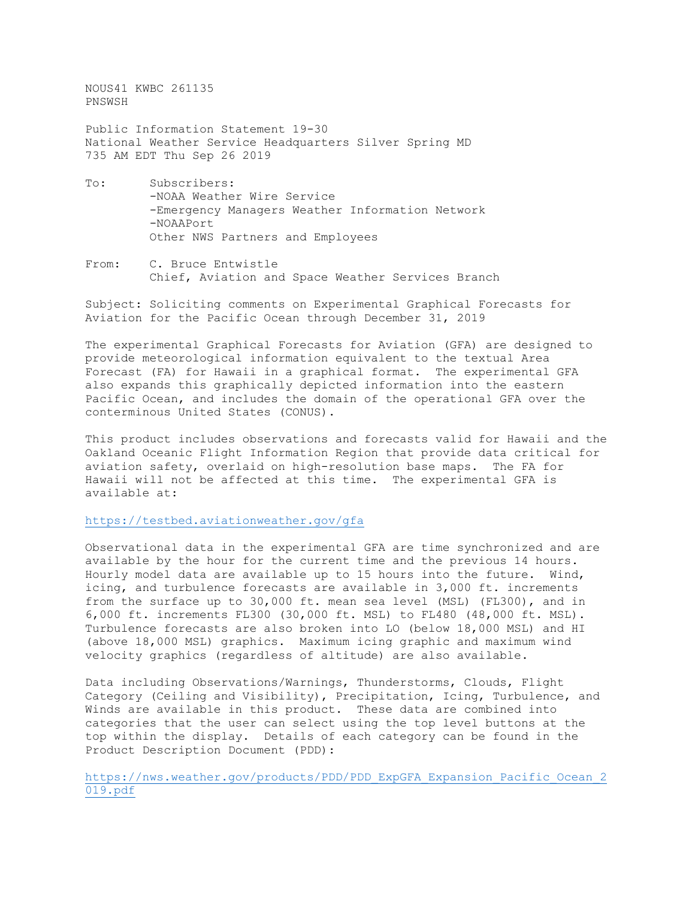NOUS41 KWBC 261135
PNSWSH

Public Information Statement 19-30
National Weather Service Headquarters Silver Spring MD
735 AM EDT Thu Sep 26 2019

To: Subscribers:
-NOAA Weather Wire Service
-Emergency Managers Weather Information Network
-NOAAPort
Other NWS Partners and Employees

From: C. Bruce Entwistle
Chief, Aviation and Space Weather Services Branch

Subject: Soliciting comments on Experimental Graphical Forecasts for Aviation for the Pacific Ocean through December 31, 2019

The experimental Graphical Forecasts for Aviation (GFA) are designed to provide meteorological information equivalent to the textual Area Forecast (FA) for Hawaii in a graphical format. The experimental GFA also expands this graphically depicted information into the eastern Pacific Ocean, and includes the domain of the operational GFA over the conterminous United States (CONUS).

This product includes observations and forecasts valid for Hawaii and the Oakland Oceanic Flight Information Region that provide data critical for aviation safety, overlaid on high-resolution base maps. The FA for Hawaii will not be affected at this time. The experimental GFA is available at:

https://testbed.aviationweather.gov/gfa

Observational data in the experimental GFA are time synchronized and are available by the hour for the current time and the previous 14 hours. Hourly model data are available up to 15 hours into the future. Wind, icing, and turbulence forecasts are available in 3,000 ft. increments from the surface up to 30,000 ft. mean sea level (MSL) (FL300), and in 6,000 ft. increments FL300 (30,000 ft. MSL) to FL480 (48,000 ft. MSL). Turbulence forecasts are also broken into LO (below 18,000 MSL) and HI (above 18,000 MSL) graphics. Maximum icing graphic and maximum wind velocity graphics (regardless of altitude) are also available.

Data including Observations/Warnings, Thunderstorms, Clouds, Flight Category (Ceiling and Visibility), Precipitation, Icing, Turbulence, and Winds are available in this product. These data are combined into categories that the user can select using the top level buttons at the top within the display. Details of each category can be found in the Product Description Document (PDD):

https://nws.weather.gov/products/PDD/PDD_ExpGFA_Expansion_Pacific_Ocean_2019.pdf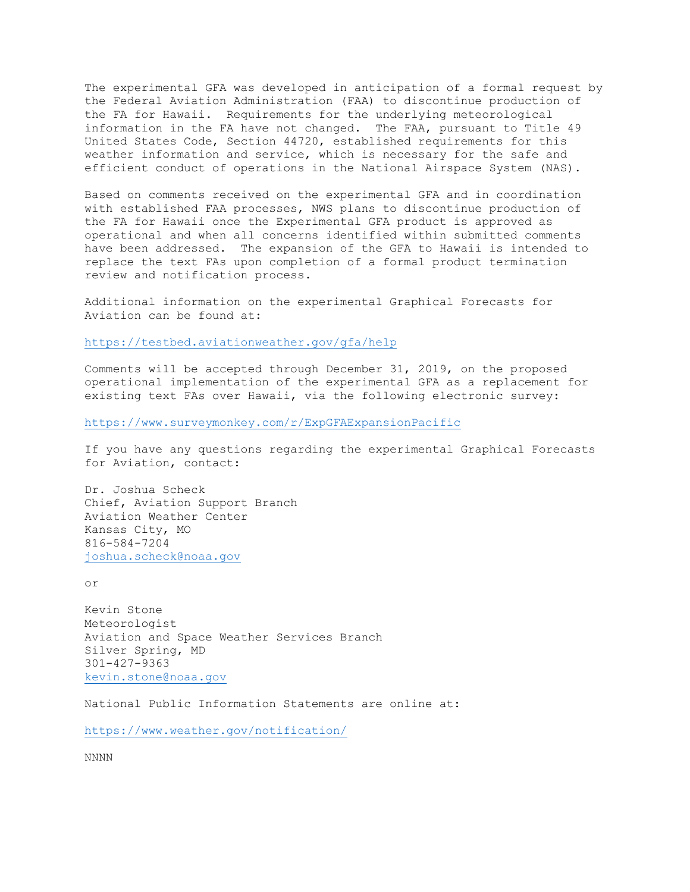The experimental GFA was developed in anticipation of a formal request by the Federal Aviation Administration (FAA) to discontinue production of the FA for Hawaii. Requirements for the underlying meteorological information in the FA have not changed. The FAA, pursuant to Title 49 United States Code, Section 44720, established requirements for this weather information and service, which is necessary for the safe and efficient conduct of operations in the National Airspace System (NAS).

Based on comments received on the experimental GFA and in coordination with established FAA processes, NWS plans to discontinue production of the FA for Hawaii once the Experimental GFA product is approved as operational and when all concerns identified within submitted comments have been addressed. The expansion of the GFA to Hawaii is intended to replace the text FAs upon completion of a formal product termination review and notification process.

Additional information on the experimental Graphical Forecasts for Aviation can be found at:

https://testbed.aviationweather.gov/gfa/help

Comments will be accepted through December 31, 2019, on the proposed operational implementation of the experimental GFA as a replacement for existing text FAs over Hawaii, via the following electronic survey:

https://www.surveymonkey.com/r/ExpGFAExpansionPacific

If you have any questions regarding the experimental Graphical Forecasts for Aviation, contact:

Dr. Joshua Scheck  
Chief, Aviation Support Branch  
Aviation Weather Center  
Kansas City, MO  
816-584-7204  
joshua.scheck@noaa.gov

or

Kevin Stone  
Meteorologist  
Aviation and Space Weather Services Branch  
Silver Spring, MD  
301-427-9363  
kevin.stone@noaa.gov

National Public Information Statements are online at:

https://www.weather.gov/notification/

NNNN